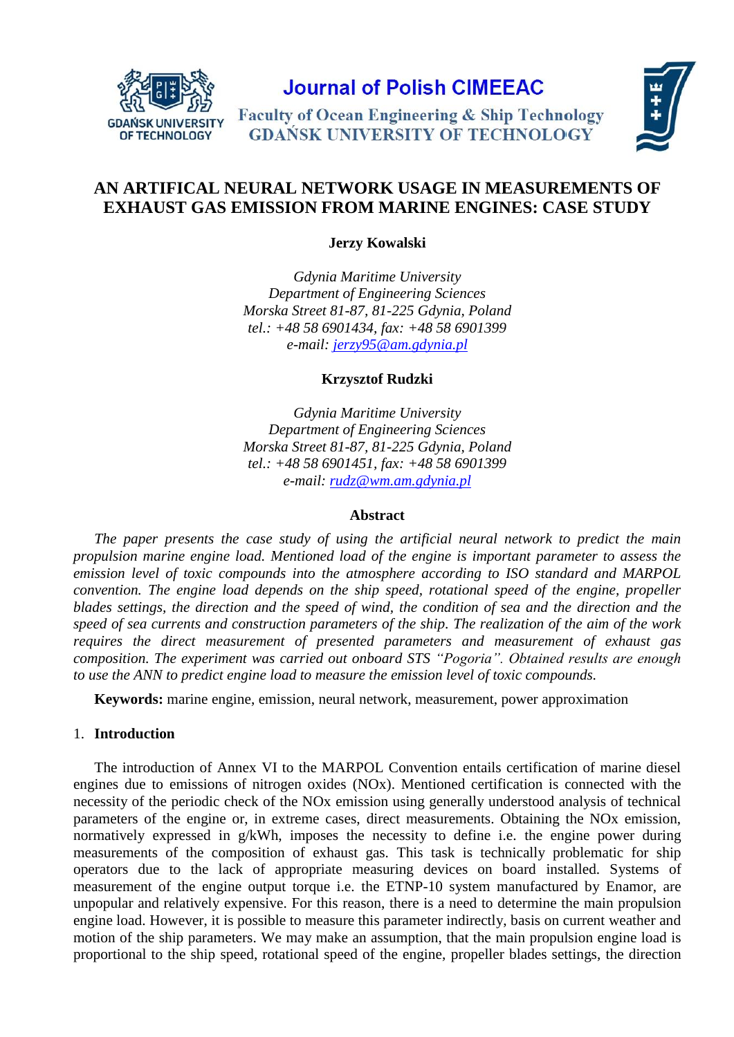Journal of Polish CIMEEAC

Faculty of Ocean Engineering & Ship Technology
GDAŃSK UNIVERSITY OF TECHNOLOGY

# AN ARTIFICAL NEURAL NETWORK USAGE IN MEASUREMENTS OF EXHAUST GAS EMISSION FROM MARINE ENGINES: CASE STUDY

**Jerzy Kowalski**

*Gdynia Maritime University*
*Department of Engineering Sciences*
*Morska Street 81-87, 81-225 Gdynia, Poland*
*tel.: +48 58 6901434, fax: +48 58 6901399*
*e-mail: jerzy95@am.gdynia.pl*

**Krzysztof Rudzki**

*Gdynia Maritime University*
*Department of Engineering Sciences*
*Morska Street 81-87, 81-225 Gdynia, Poland*
*tel.: +48 58 6901451, fax: +48 58 6901399*
*e-mail: rudz@wm.am.gdynia.pl*

## Abstract

*The paper presents the case study of using the artificial neural network to predict the main propulsion marine engine load. Mentioned load of the engine is important parameter to assess the emission level of toxic compounds into the atmosphere according to ISO standard and MARPOL convention. The engine load depends on the ship speed, rotational speed of the engine, propeller blades settings, the direction and the speed of wind, the condition of sea and the direction and the speed of sea currents and construction parameters of the ship. The realization of the aim of the work requires the direct measurement of presented parameters and measurement of exhaust gas composition. The experiment was carried out onboard STS "Pogoria". Obtained results are enough to use the ANN to predict engine load to measure the emission level of toxic compounds.*

**Keywords:** marine engine, emission, neural network, measurement, power approximation

## 1. Introduction

The introduction of Annex VI to the MARPOL Convention entails certification of marine diesel engines due to emissions of nitrogen oxides (NOx). Mentioned certification is connected with the necessity of the periodic check of the NOx emission using generally understood analysis of technical parameters of the engine or, in extreme cases, direct measurements. Obtaining the NOx emission, normatively expressed in g/kWh, imposes the necessity to define i.e. the engine power during measurements of the composition of exhaust gas. This task is technically problematic for ship operators due to the lack of appropriate measuring devices on board installed. Systems of measurement of the engine output torque i.e. the ETNP-10 system manufactured by Enamor, are unpopular and relatively expensive. For this reason, there is a need to determine the main propulsion engine load. However, it is possible to measure this parameter indirectly, basis on current weather and motion of the ship parameters. We may make an assumption, that the main propulsion engine load is proportional to the ship speed, rotational speed of the engine, propeller blades settings, the direction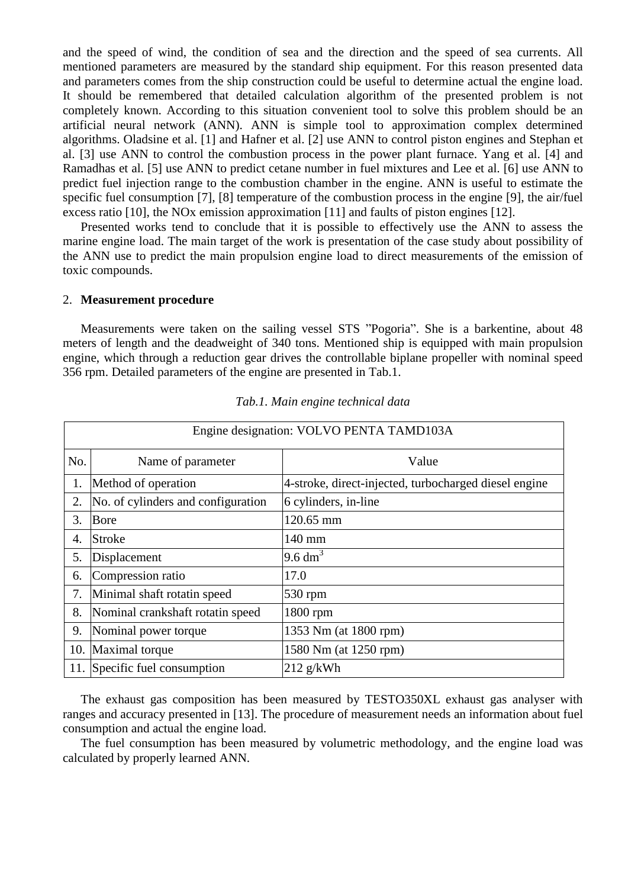and the speed of wind, the condition of sea and the direction and the speed of sea currents. All mentioned parameters are measured by the standard ship equipment. For this reason presented data and parameters comes from the ship construction could be useful to determine actual the engine load. It should be remembered that detailed calculation algorithm of the presented problem is not completely known. According to this situation convenient tool to solve this problem should be an artificial neural network (ANN). ANN is simple tool to approximation complex determined algorithms. Oladsine et al. [1] and Hafner et al. [2] use ANN to control piston engines and Stephan et al. [3] use ANN to control the combustion process in the power plant furnace. Yang et al. [4] and Ramadhas et al. [5] use ANN to predict cetane number in fuel mixtures and Lee et al. [6] use ANN to predict fuel injection range to the combustion chamber in the engine. ANN is useful to estimate the specific fuel consumption [7], [8] temperature of the combustion process in the engine [9], the air/fuel excess ratio [10], the NOx emission approximation [11] and faults of piston engines [12].

Presented works tend to conclude that it is possible to effectively use the ANN to assess the marine engine load. The main target of the work is presentation of the case study about possibility of the ANN use to predict the main propulsion engine load to direct measurements of the emission of toxic compounds.

## 2. **Measurement procedure**

Measurements were taken on the sailing vessel STS "Pogoria". She is a barkentine, about 48 meters of length and the deadweight of 340 tons. Mentioned ship is equipped with main propulsion engine, which through a reduction gear drives the controllable biplane propeller with nominal speed 356 rpm. Detailed parameters of the engine are presented in Tab.1.

*Tab.1. Main engine technical data*

| Engine designation: VOLVO PENTA TAMD103A | | |
|---|---|---|
| No. | Name of parameter | Value |
| 1. | Method of operation | 4-stroke, direct-injected, turbocharged diesel engine |
| 2. | No. of cylinders and configuration | 6 cylinders, in-line |
| 3. | Bore | 120.65 mm |
| 4. | Stroke | 140 mm |
| 5. | Displacement | 9.6 $dm^3$ |
| 6. | Compression ratio | 17.0 |
| 7. | Minimal shaft rotatin speed | 530 rpm |
| 8. | Nominal crankshaft rotatin speed | 1800 rpm |
| 9. | Nominal power torque | 1353 Nm (at 1800 rpm) |
| 10. | Maximal torque | 1580 Nm (at 1250 rpm) |
| 11. | Specific fuel consumption | 212 g/kWh |

The exhaust gas composition has been measured by TESTO350XL exhaust gas analyser with ranges and accuracy presented in [13]. The procedure of measurement needs an information about fuel consumption and actual the engine load.

The fuel consumption has been measured by volumetric methodology, and the engine load was calculated by properly learned ANN.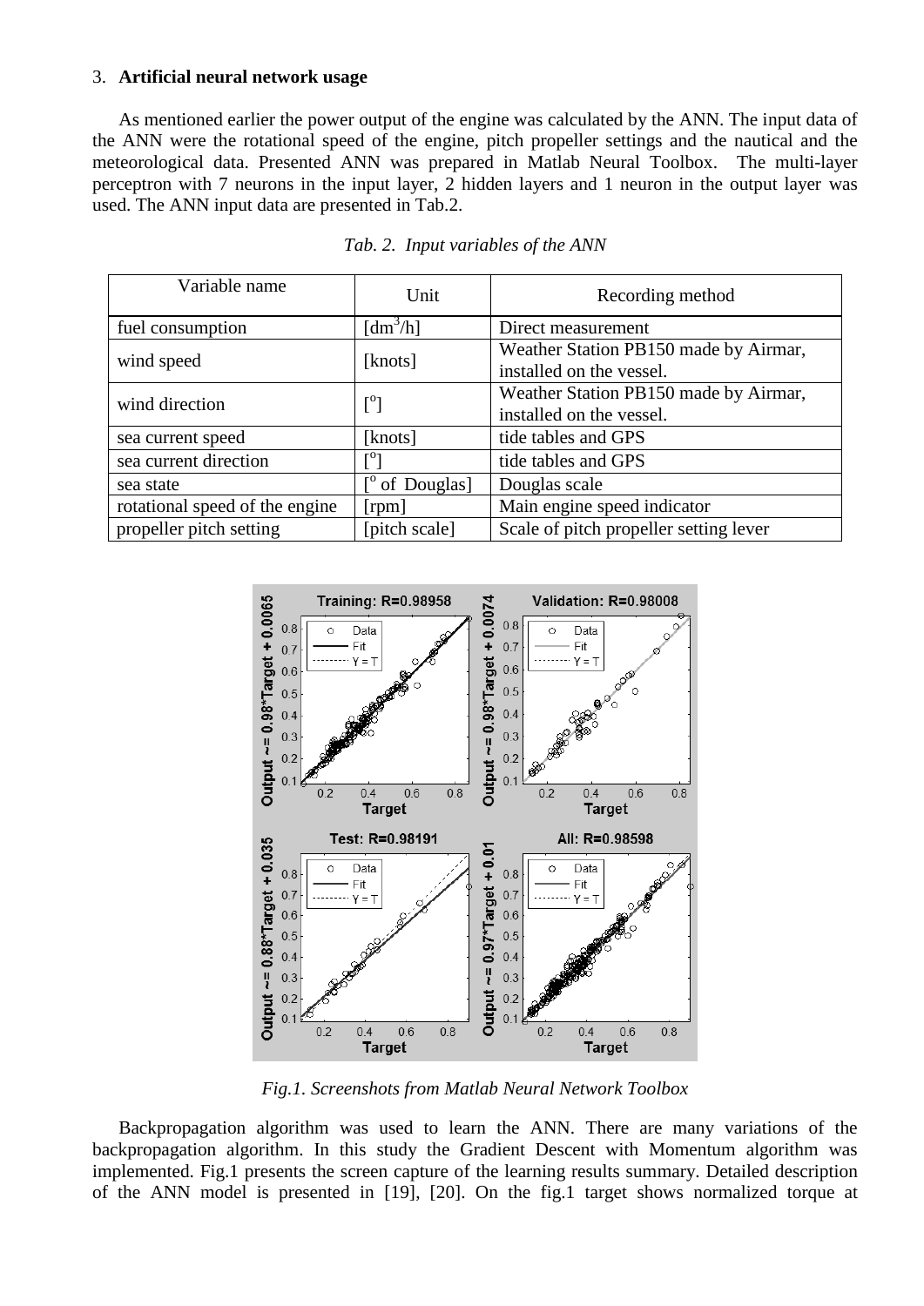## 3. **Artificial neural network usage**

As mentioned earlier the power output of the engine was calculated by the ANN. The input data of the ANN were the rotational speed of the engine, pitch propeller settings and the nautical and the meteorological data. Presented ANN was prepared in Matlab Neural Toolbox. The multi-layer perceptron with 7 neurons in the input layer, 2 hidden layers and 1 neuron in the output layer was used. The ANN input data are presented in Tab.2.

*Tab. 2. Input variables of the ANN*

| Variable name | Unit | Recording method |
|---|---|---|
| fuel consumption | [$dm^3/h$] | Direct measurement |
| wind speed | [knots] | Weather Station PB150 made by Airmar, installed on the vessel. |
| wind direction | [$^o$] | Weather Station PB150 made by Airmar, installed on the vessel. |
| sea current speed | [knots] | tide tables and GPS |
| sea current direction | [$^o$] | tide tables and GPS |
| sea state | [$^o$ of Douglas] | Douglas scale |
| rotational speed of the engine | [rpm] | Main engine speed indicator |
| propeller pitch setting | [pitch scale] | Scale of pitch propeller setting lever |

*Fig.1. Screenshots from Matlab Neural Network Toolbox*

Backpropagation algorithm was used to learn the ANN. There are many variations of the backpropagation algorithm. In this study the Gradient Descent with Momentum algorithm was implemented. Fig.1 presents the screen capture of the learning results summary. Detailed description of the ANN model is presented in [19], [20]. On the fig.1 target shows normalized torque at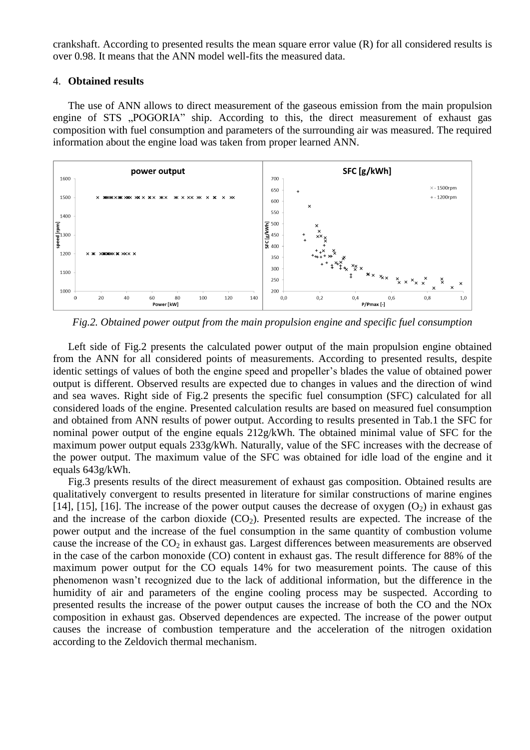crankshaft. According to presented results the mean square error value (R) for all considered results is over 0.98. It means that the ANN model well-fits the measured data.

## 4. **Obtained results**

The use of ANN allows to direct measurement of the gaseous emission from the main propulsion engine of STS „POGORIA" ship. According to this, the direct measurement of exhaust gas composition with fuel consumption and parameters of the surrounding air was measured. The required information about the engine load was taken from proper learned ANN.

*Fig.2. Obtained power output from the main propulsion engine and specific fuel consumption*

Left side of Fig.2 presents the calculated power output of the main propulsion engine obtained from the ANN for all considered points of measurements. According to presented results, despite identic settings of values of both the engine speed and propeller's blades the value of obtained power output is different. Observed results are expected due to changes in values and the direction of wind and sea waves. Right side of Fig.2 presents the specific fuel consumption (SFC) calculated for all considered loads of the engine. Presented calculation results are based on measured fuel consumption and obtained from ANN results of power output. According to results presented in Tab.1 the SFC for nominal power output of the engine equals 212g/kWh. The obtained minimal value of SFC for the maximum power output equals 233g/kWh. Naturally, value of the SFC increases with the decrease of the power output. The maximum value of the SFC was obtained for idle load of the engine and it equals 643g/kWh.

Fig.3 presents results of the direct measurement of exhaust gas composition. Obtained results are qualitatively convergent to results presented in literature for similar constructions of marine engines [14], [15], [16]. The increase of the power output causes the decrease of oxygen ($O_2$) in exhaust gas and the increase of the carbon dioxide ($CO_2$). Presented results are expected. The increase of the power output and the increase of the fuel consumption in the same quantity of combustion volume cause the increase of the $CO_2$ in exhaust gas. Largest differences between measurements are observed in the case of the carbon monoxide (CO) content in exhaust gas. The result difference for 88% of the maximum power output for the CO equals 14% for two measurement points. The cause of this phenomenon wasn't recognized due to the lack of additional information, but the difference in the humidity of air and parameters of the engine cooling process may be suspected. According to presented results the increase of the power output causes the increase of both the CO and the NOx composition in exhaust gas. Observed dependences are expected. The increase of the power output causes the increase of combustion temperature and the acceleration of the nitrogen oxidation according to the Zeldovich thermal mechanism.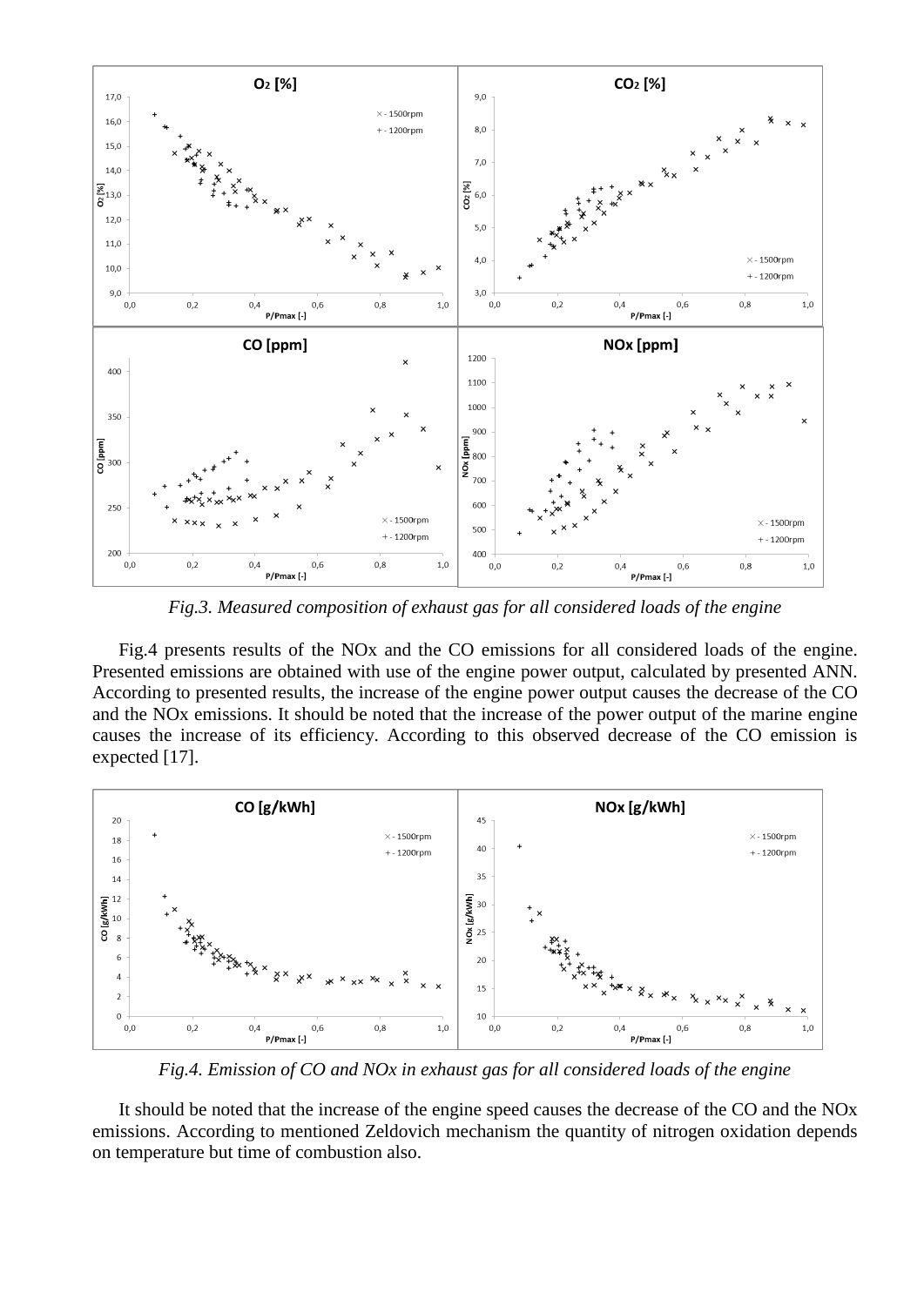*Fig.3. Measured composition of exhaust gas for all considered loads of the engine*

Fig.4 presents results of the NOx and the CO emissions for all considered loads of the engine. Presented emissions are obtained with use of the engine power output, calculated by presented ANN. According to presented results, the increase of the engine power output causes the decrease of the CO and the NOx emissions. It should be noted that the increase of the power output of the marine engine causes the increase of its efficiency. According to this observed decrease of the CO emission is expected [17].

*Fig.4. Emission of CO and NOx in exhaust gas for all considered loads of the engine*

It should be noted that the increase of the engine speed causes the decrease of the CO and the NOx emissions. According to mentioned Zeldovich mechanism the quantity of nitrogen oxidation depends on temperature but time of combustion also.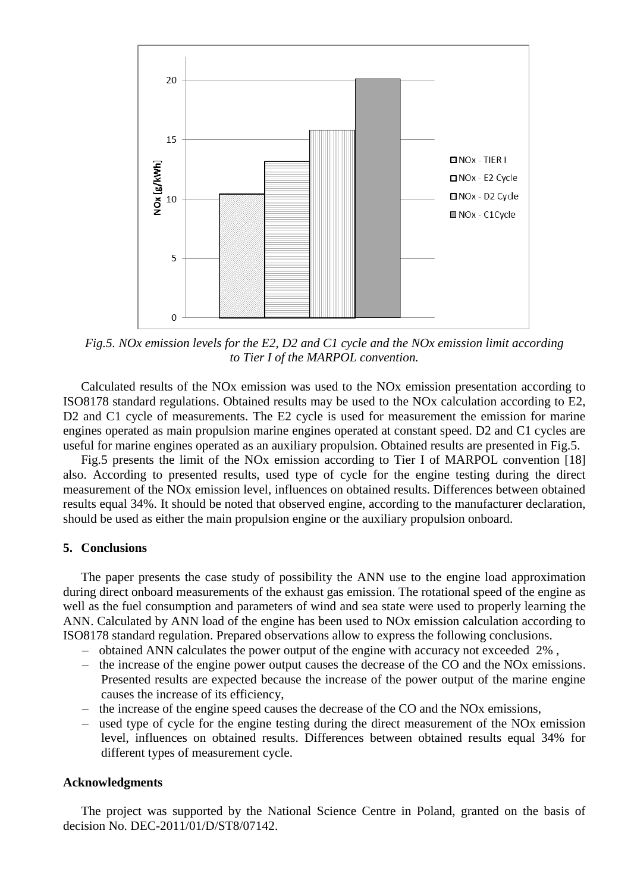*Fig.5. NOx emission levels for the E2, D2 and C1 cycle and the NOx emission limit according to Tier I of the MARPOL convention.*

Calculated results of the NOx emission was used to the NOx emission presentation according to ISO8178 standard regulations. Obtained results may be used to the NOx calculation according to E2, D2 and C1 cycle of measurements. The E2 cycle is used for measurement the emission for marine engines operated as main propulsion marine engines operated at constant speed. D2 and C1 cycles are useful for marine engines operated as an auxiliary propulsion. Obtained results are presented in Fig.5.

Fig.5 presents the limit of the NOx emission according to Tier I of MARPOL convention [18] also. According to presented results, used type of cycle for the engine testing during the direct measurement of the NOx emission level, influences on obtained results. Differences between obtained results equal 34%. It should be noted that observed engine, according to the manufacturer declaration, should be used as either the main propulsion engine or the auxiliary propulsion onboard.

## 5. Conclusions

The paper presents the case study of possibility the ANN use to the engine load approximation during direct onboard measurements of the exhaust gas emission. The rotational speed of the engine as well as the fuel consumption and parameters of wind and sea state were used to properly learning the ANN. Calculated by ANN load of the engine has been used to NOx emission calculation according to ISO8178 standard regulation. Prepared observations allow to express the following conclusions.

- obtained ANN calculates the power output of the engine with accuracy not exceeded 2% ,
- the increase of the engine power output causes the decrease of the CO and the NOx emissions. Presented results are expected because the increase of the power output of the marine engine causes the increase of its efficiency,
- the increase of the engine speed causes the decrease of the CO and the NOx emissions,
- used type of cycle for the engine testing during the direct measurement of the NOx emission level, influences on obtained results. Differences between obtained results equal 34% for different types of measurement cycle.

### Acknowledgments

The project was supported by the National Science Centre in Poland, granted on the basis of decision No. DEC-2011/01/D/ST8/07142.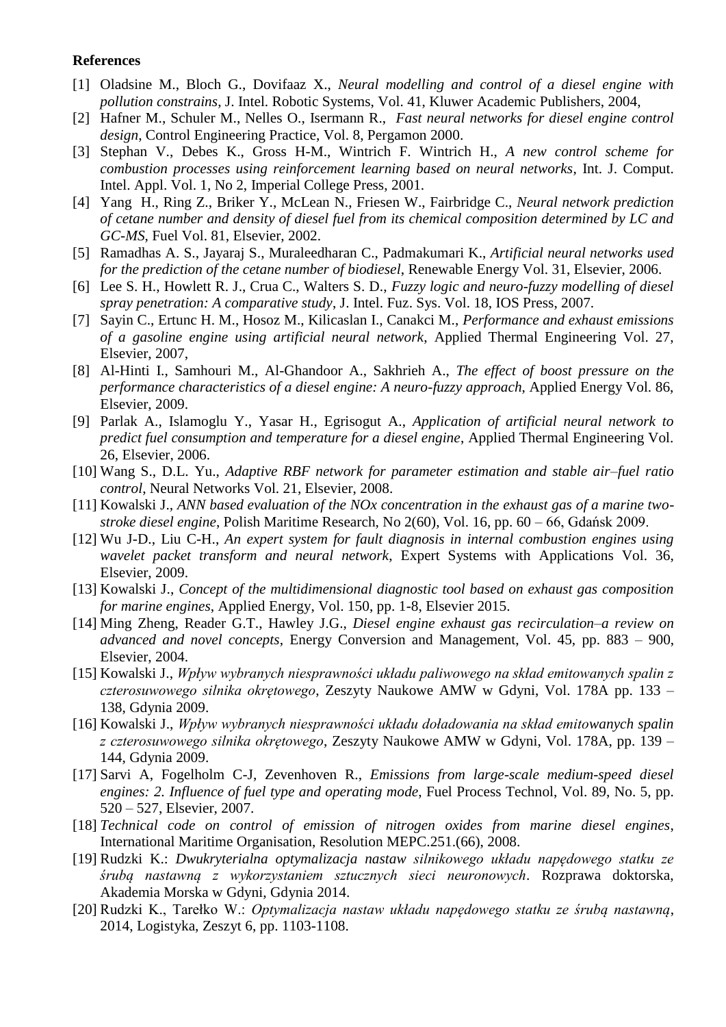**References**

[1] Oladsine M., Bloch G., Dovifaaz X., *Neural modelling and control of a diesel engine with pollution constrains*, J. Intel. Robotic Systems, Vol. 41, Kluwer Academic Publishers, 2004,

[2] Hafner M., Schuler M., Nelles O., Isermann R., *Fast neural networks for diesel engine control design*, Control Engineering Practice, Vol. 8, Pergamon 2000.

[3] Stephan V., Debes K., Gross H-M., Wintrich F. Wintrich H., *A new control scheme for combustion processes using reinforcement learning based on neural networks*, Int. J. Comput. Intel. Appl. Vol. 1, No 2, Imperial College Press, 2001.

[4] Yang H., Ring Z., Briker Y., McLean N., Friesen W., Fairbridge C., *Neural network prediction of cetane number and density of diesel fuel from its chemical composition determined by LC and GC-MS*, Fuel Vol. 81, Elsevier, 2002.

[5] Ramadhas A. S., Jayaraj S., Muraleedharan C., Padmakumari K., *Artificial neural networks used for the prediction of the cetane number of biodiesel*, Renewable Energy Vol. 31, Elsevier, 2006.

[6] Lee S. H., Howlett R. J., Crua C., Walters S. D., *Fuzzy logic and neuro-fuzzy modelling of diesel spray penetration: A comparative study*, J. Intel. Fuz. Sys. Vol. 18, IOS Press, 2007.

[7] Sayin C., Ertunc H. M., Hosoz M., Kilicaslan I., Canakci M., *Performance and exhaust emissions of a gasoline engine using artificial neural network*, Applied Thermal Engineering Vol. 27, Elsevier, 2007,

[8] Al-Hinti I., Samhouri M., Al-Ghandoor A., Sakhrieh A., *The effect of boost pressure on the performance characteristics of a diesel engine: A neuro-fuzzy approach*, Applied Energy Vol. 86, Elsevier, 2009.

[9] Parlak A., Islamoglu Y., Yasar H., Egrisogut A., *Application of artificial neural network to predict fuel consumption and temperature for a diesel engine*, Applied Thermal Engineering Vol. 26, Elsevier, 2006.

[10] Wang S., D.L. Yu., *Adaptive RBF network for parameter estimation and stable air–fuel ratio control*, Neural Networks Vol. 21, Elsevier, 2008.

[11] Kowalski J., *ANN based evaluation of the NOx concentration in the exhaust gas of a marine two-stroke diesel engine*, Polish Maritime Research, No 2(60), Vol. 16, pp. 60 – 66, Gdańsk 2009.

[12] Wu J-D., Liu C-H., *An expert system for fault diagnosis in internal combustion engines using wavelet packet transform and neural network*, Expert Systems with Applications Vol. 36, Elsevier, 2009.

[13] Kowalski J., *Concept of the multidimensional diagnostic tool based on exhaust gas composition for marine engines*, Applied Energy, Vol. 150, pp. 1-8, Elsevier 2015.

[14] Ming Zheng, Reader G.T., Hawley J.G., *Diesel engine exhaust gas recirculation–a review on advanced and novel concepts*, Energy Conversion and Management, Vol. 45, pp. 883 – 900, Elsevier, 2004.

[15] Kowalski J., *Wpływ wybranych niesprawności układu paliwowego na skład emitowanych spalin z czterosuwowego silnika okrętowego*, Zeszyty Naukowe AMW w Gdyni, Vol. 178A pp. 133 – 138, Gdynia 2009.

[16] Kowalski J., *Wpływ wybranych niesprawności układu doładowania na skład emitowanych spalin z czterosuwowego silnika okrętowego*, Zeszyty Naukowe AMW w Gdyni, Vol. 178A, pp. 139 – 144, Gdynia 2009.

[17] Sarvi A, Fogelholm C-J, Zevenhoven R., *Emissions from large-scale medium-speed diesel engines: 2. Influence of fuel type and operating mode*, Fuel Process Technol, Vol. 89, No. 5, pp. 520 – 527, Elsevier, 2007.

[18] *Technical code on control of emission of nitrogen oxides from marine diesel engines*, International Maritime Organisation, Resolution MEPC.251.(66), 2008.

[19] Rudzki K.: *Dwukryterialna optymalizacja nastaw silnikowego układu napędowego statku ze śrubą nastawną z wykorzystaniem sztucznych sieci neuronowych*. Rozprawa doktorska, Akademia Morska w Gdyni, Gdynia 2014.

[20] Rudzki K., Tarełko W.: *Optymalizacja nastaw układu napędowego statku ze śrubą nastawną*, 2014, Logistyka, Zeszyt 6, pp. 1103-1108.